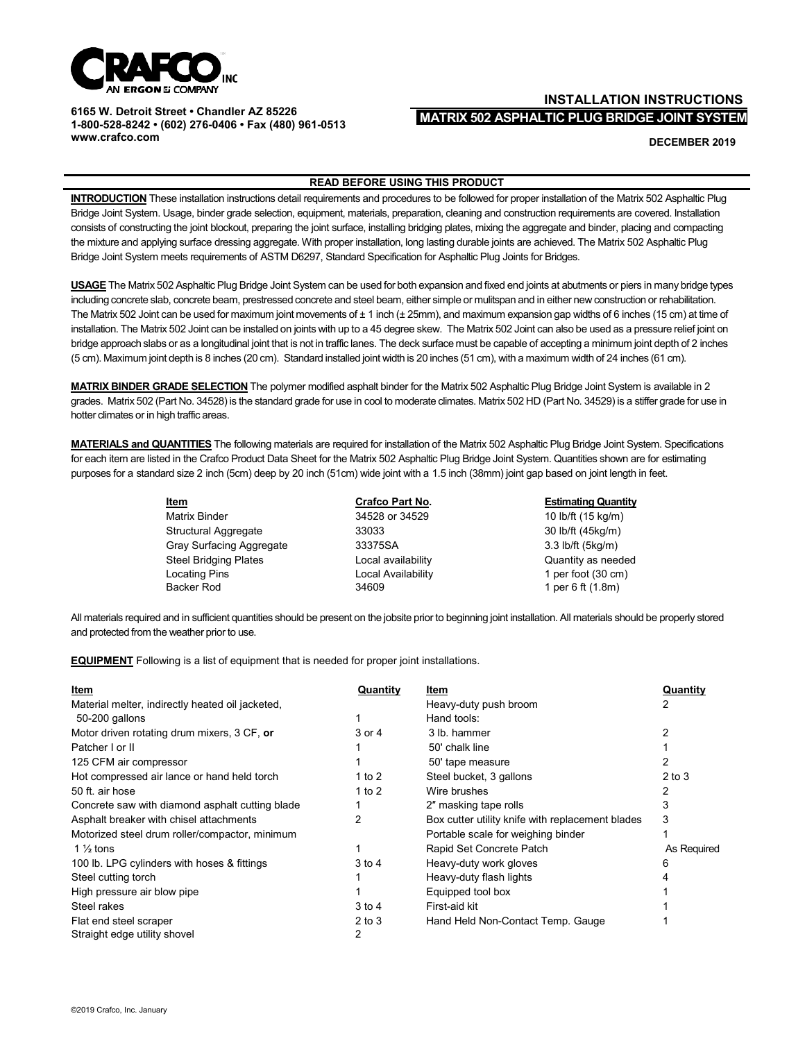# CRAFCO INC

AN ERGON COMPANY

6165 W. Detroit Street • Chandler AZ 85226
1-800-528-8242 • (602) 276-0406 • Fax (480) 961-0513
www.crafco.com

## INSTALLATION INSTRUCTIONS
## MATRIX 502 ASPHALTIC PLUG BRIDGE JOINT SYSTEM

**DECEMBER 2019**

**READ BEFORE USING THIS PRODUCT**

**INTRODUCTION** These installation instructions detail requirements and procedures to be followed for proper installation of the Matrix 502 Asphaltic Plug Bridge Joint System. Usage, binder grade selection, equipment, materials, preparation, cleaning and construction requirements are covered. Installation consists of constructing the joint blockout, preparing the joint surface, installing bridging plates, mixing the aggregate and binder, placing and compacting the mixture and applying surface dressing aggregate. With proper installation, long lasting durable joints are achieved. The Matrix 502 Asphaltic Plug Bridge Joint System meets requirements of ASTM D6297, Standard Specification for Asphaltic Plug Joints for Bridges.

**USAGE** The Matrix 502 Asphaltic Plug Bridge Joint System can be used for both expansion and fixed end joints at abutments or piers in many bridge types including concrete slab, concrete beam, prestressed concrete and steel beam, either simple or mulitspan and in either new construction or rehabilitation. The Matrix 502 Joint can be used for maximum joint movements of ± 1 inch (± 25mm), and maximum expansion gap widths of 6 inches (15 cm) at time of installation. The Matrix 502 Joint can be installed on joints with up to a 45 degree skew. The Matrix 502 Joint can also be used as a pressure relief joint on bridge approach slabs or as a longitudinal joint that is not in traffic lanes. The deck surface must be capable of accepting a minimum joint depth of 2 inches (5 cm). Maximum joint depth is 8 inches (20 cm). Standard installed joint width is 20 inches (51 cm), with a maximum width of 24 inches (61 cm).

**MATRIX BINDER GRADE SELECTION** The polymer modified asphalt binder for the Matrix 502 Asphaltic Plug Bridge Joint System is available in 2 grades. Matrix 502 (Part No. 34528) is the standard grade for use in cool to moderate climates. Matrix 502 HD (Part No. 34529) is a stiffer grade for use in hotter climates or in high traffic areas.

**MATERIALS and QUANTITIES** The following materials are required for installation of the Matrix 502 Asphaltic Plug Bridge Joint System. Specifications for each item are listed in the Crafco Product Data Sheet for the Matrix 502 Asphaltic Plug Bridge Joint System. Quantities shown are for estimating purposes for a standard size 2 inch (5cm) deep by 20 inch (51cm) wide joint with a 1.5 inch (38mm) joint gap based on joint length in feet.

| Item | Crafco Part No. | Estimating Quantity |
|---|---|---|
| Matrix Binder | 34528 or 34529 | 10 lb/ft (15 kg/m) |
| Structural Aggregate | 33033 | 30 lb/ft (45kg/m) |
| Gray Surfacing Aggregate | 33375SA | 3.3 lb/ft (5kg/m) |
| Steel Bridging Plates | Local availability | Quantity as needed |
| Locating Pins | Local Availability | 1 per foot (30 cm) |
| Backer Rod | 34609 | 1 per 6 ft (1.8m) |

All materials required and in sufficient quantities should be present on the jobsite prior to beginning joint installation. All materials should be properly stored and protected from the weather prior to use.

**EQUIPMENT** Following is a list of equipment that is needed for proper joint installations.

| Item | Quantity | Item | Quantity |
|---|---|---|---|
| Material melter, indirectly heated oil jacketed, 50-200 gallons | 1 | Heavy-duty push broom | 2 |
| Motor driven rotating drum mixers, 3 CF, **or** | 3 or 4 | Hand tools: | |
| Patcher I or II | 1 | 3 lb. hammer | 2 |
| 125 CFM air compressor | 1 | 50' chalk line | 1 |
| Hot compressed air lance or hand held torch | 1 to 2 | 50' tape measure | 2 |
| 50 ft. air hose | 1 to 2 | Steel bucket, 3 gallons | 2 to 3 |
| Concrete saw with diamond asphalt cutting blade | 1 | Wire brushes | 2 |
| Asphalt breaker with chisel attachments | 2 | 2" masking tape rolls | 3 |
| Motorized steel drum roller/compactor, minimum 1 ½ tons | 1 | Box cutter utility knife with replacement blades | 3 |
| 100 lb. LPG cylinders with hoses & fittings | 3 to 4 | Portable scale for weighing binder | 1 |
| Steel cutting torch | 1 | Rapid Set Concrete Patch | As Required |
| High pressure air blow pipe | 1 | Heavy-duty work gloves | 6 |
| Steel rakes | 3 to 4 | Heavy-duty flash lights | 4 |
| Flat end steel scraper | 2 to 3 | Equipped tool box | 1 |
| Straight edge utility shovel | 2 | First-aid kit | 1 |
| | | Hand Held Non-Contact Temp. Gauge | 1 |

©2019 Crafco, Inc. January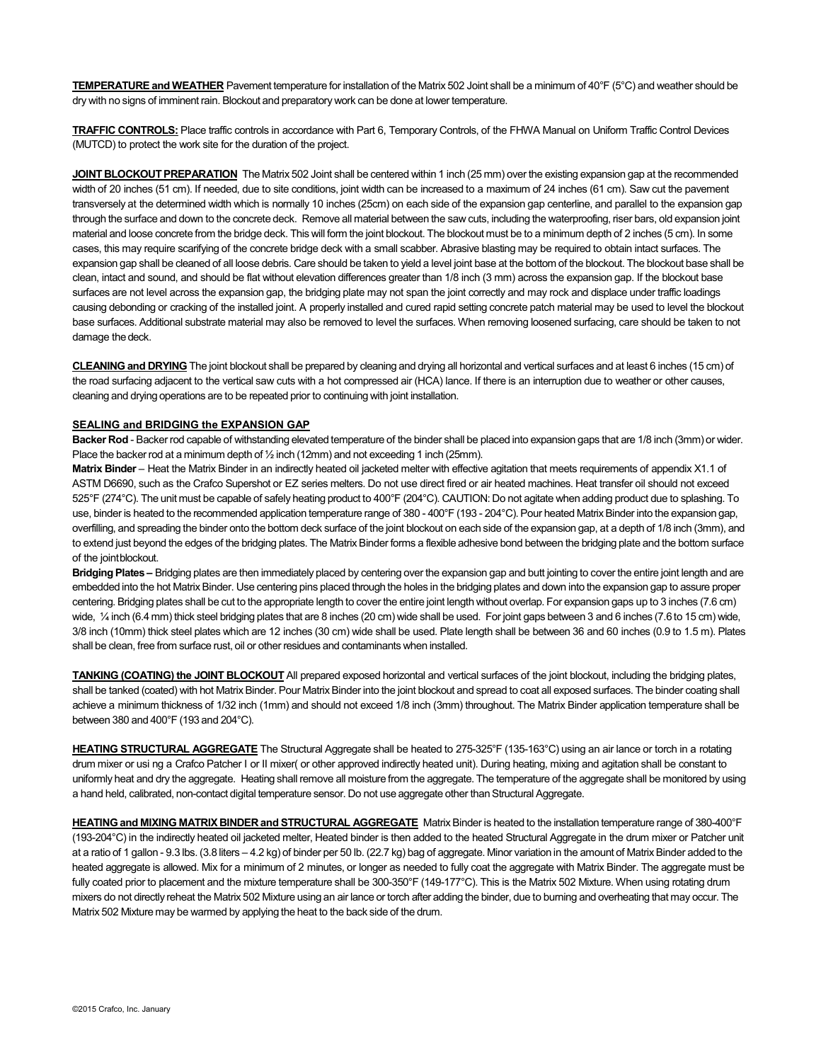**TEMPERATURE and WEATHER** Pavement temperature for installation of the Matrix 502 Joint shall be a minimum of 40°F (5°C) and weather should be dry with no signs of imminent rain. Blockout and preparatory work can be done at lower temperature.

**TRAFFIC CONTROLS:** Place traffic controls in accordance with Part 6, Temporary Controls, of the FHWA Manual on Uniform Traffic Control Devices (MUTCD) to protect the work site for the duration of the project.

**JOINT BLOCKOUT PREPARATION** The Matrix 502 Joint shall be centered within 1 inch (25 mm) over the existing expansion gap at the recommended width of 20 inches (51 cm). If needed, due to site conditions, joint width can be increased to a maximum of 24 inches (61 cm). Saw cut the pavement transversely at the determined width which is normally 10 inches (25cm) on each side of the expansion gap centerline, and parallel to the expansion gap through the surface and down to the concrete deck. Remove all material between the saw cuts, including the waterproofing, riser bars, old expansion joint material and loose concrete from the bridge deck. This will form the joint blockout. The blockout must be to a minimum depth of 2 inches (5 cm). In some cases, this may require scarifying of the concrete bridge deck with a small scabber. Abrasive blasting may be required to obtain intact surfaces. The expansion gap shall be cleaned of all loose debris. Care should be taken to yield a level joint base at the bottom of the blockout. The blockout base shall be clean, intact and sound, and should be flat without elevation differences greater than 1/8 inch (3 mm) across the expansion gap. If the blockout base surfaces are not level across the expansion gap, the bridging plate may not span the joint correctly and may rock and displace under traffic loadings causing debonding or cracking of the installed joint. A properly installed and cured rapid setting concrete patch material may be used to level the blockout base surfaces. Additional substrate material may also be removed to level the surfaces. When removing loosened surfacing, care should be taken to not damage the deck.

**CLEANING and DRYING** The joint blockout shall be prepared by cleaning and drying all horizontal and vertical surfaces and at least 6 inches (15 cm) of the road surfacing adjacent to the vertical saw cuts with a hot compressed air (HCA) lance. If there is an interruption due to weather or other causes, cleaning and drying operations are to be repeated prior to continuing with joint installation.

**SEALING and BRIDGING the EXPANSION GAP**

**Backer Rod** - Backer rod capable of withstanding elevated temperature of the binder shall be placed into expansion gaps that are 1/8 inch (3mm) or wider. Place the backer rod at a minimum depth of ½ inch (12mm) and not exceeding 1 inch (25mm).

**Matrix Binder** – Heat the Matrix Binder in an indirectly heated oil jacketed melter with effective agitation that meets requirements of appendix X1.1 of ASTM D6690, such as the Crafco Supershot or EZ series melters. Do not use direct fired or air heated machines. Heat transfer oil should not exceed 525°F (274°C). The unit must be capable of safely heating product to 400°F (204°C). CAUTION: Do not agitate when adding product due to splashing. To use, binder is heated to the recommended application temperature range of 380 - 400°F (193 - 204°C). Pour heated Matrix Binder into the expansion gap, overfilling, and spreading the binder onto the bottom deck surface of the joint blockout on each side of the expansion gap, at a depth of 1/8 inch (3mm), and to extend just beyond the edges of the bridging plates. The Matrix Binder forms a flexible adhesive bond between the bridging plate and the bottom surface of the joint blockout.

**Bridging Plates** – Bridging plates are then immediately placed by centering over the expansion gap and butt jointing to cover the entire joint length and are embedded into the hot Matrix Binder. Use centering pins placed through the holes in the bridging plates and down into the expansion gap to assure proper centering. Bridging plates shall be cut to the appropriate length to cover the entire joint length without overlap. For expansion gaps up to 3 inches (7.6 cm) wide, ¼ inch (6.4 mm) thick steel bridging plates that are 8 inches (20 cm) wide shall be used. For joint gaps between 3 and 6 inches (7.6 to 15 cm) wide, 3/8 inch (10mm) thick steel plates which are 12 inches (30 cm) wide shall be used. Plate length shall be between 36 and 60 inches (0.9 to 1.5 m). Plates shall be clean, free from surface rust, oil or other residues and contaminants when installed.

**TANKING (COATING) the JOINT BLOCKOUT** All prepared exposed horizontal and vertical surfaces of the joint blockout, including the bridging plates, shall be tanked (coated) with hot Matrix Binder. Pour Matrix Binder into the joint blockout and spread to coat all exposed surfaces. The binder coating shall achieve a minimum thickness of 1/32 inch (1mm) and should not exceed 1/8 inch (3mm) throughout. The Matrix Binder application temperature shall be between 380 and 400°F (193 and 204°C).

**HEATING STRUCTURAL AGGREGATE** The Structural Aggregate shall be heated to 275-325°F (135-163°C) using an air lance or torch in a rotating drum mixer or usi ng a Crafco Patcher I or II mixer( or other approved indirectly heated unit). During heating, mixing and agitation shall be constant to uniformly heat and dry the aggregate. Heating shall remove all moisture from the aggregate. The temperature of the aggregate shall be monitored by using a hand held, calibrated, non-contact digital temperature sensor. Do not use aggregate other than Structural Aggregate.

**HEATING and MIXING MATRIX BINDER and STRUCTURAL AGGREGATE** Matrix Binder is heated to the installation temperature range of 380-400°F (193-204°C) in the indirectly heated oil jacketed melter, Heated binder is then added to the heated Structural Aggregate in the drum mixer or Patcher unit at a ratio of 1 gallon - 9.3 lbs. (3.8 liters – 4.2 kg) of binder per 50 lb. (22.7 kg) bag of aggregate. Minor variation in the amount of Matrix Binder added to the heated aggregate is allowed. Mix for a minimum of 2 minutes, or longer as needed to fully coat the aggregate with Matrix Binder. The aggregate must be fully coated prior to placement and the mixture temperature shall be 300-350°F (149-177°C). This is the Matrix 502 Mixture. When using rotating drum mixers do not directly reheat the Matrix 502 Mixture using an air lance or torch after adding the binder, due to burning and overheating that may occur. The Matrix 502 Mixture may be warmed by applying the heat to the back side of the drum.

©2015 Crafco, Inc. January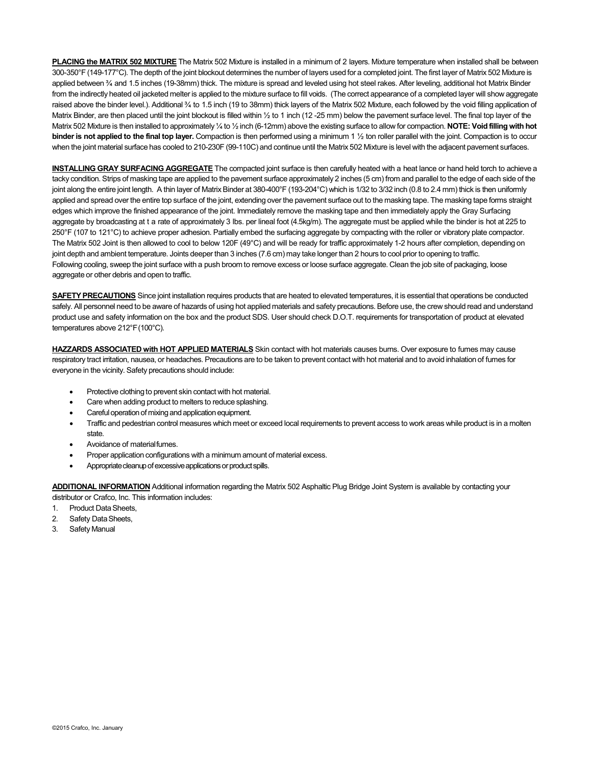**PLACING the MATRIX 502 MIXTURE** The Matrix 502 Mixture is installed in a minimum of 2 layers. Mixture temperature when installed shall be between 300-350°F (149-177°C). The depth of the joint blockout determines the number of layers used for a completed joint. The first layer of Matrix 502 Mixture is applied between ¾ and 1.5 inches (19-38mm) thick. The mixture is spread and leveled using hot steel rakes. After leveling, additional hot Matrix Binder from the indirectly heated oil jacketed melter is applied to the mixture surface to fill voids. (The correct appearance of a completed layer will show aggregate raised above the binder level.). Additional ¾ to 1.5 inch (19 to 38mm) thick layers of the Matrix 502 Mixture, each followed by the void filling application of Matrix Binder, are then placed until the joint blockout is filled within ½ to 1 inch (12 -25 mm) below the pavement surface level. The final top layer of the Matrix 502 Mixture is then installed to approximately ¼ to ½ inch (6-12mm) above the existing surface to allow for compaction. **NOTE: Void filling with hot binder is not applied to the final top layer.** Compaction is then performed using a minimum 1 ½ ton roller parallel with the joint. Compaction is to occur when the joint material surface has cooled to 210-230F (99-110C) and continue until the Matrix 502 Mixture is level with the adjacent pavement surfaces.

**INSTALLING GRAY SURFACING AGGREGATE** The compacted joint surface is then carefully heated with a heat lance or hand held torch to achieve a tacky condition. Strips of masking tape are applied to the pavement surface approximately 2 inches (5 cm) from and parallel to the edge of each side of the joint along the entire joint length. A thin layer of Matrix Binder at 380-400°F (193-204°C) which is 1/32 to 3/32 inch (0.8 to 2.4 mm) thick is then uniformly applied and spread over the entire top surface of the joint, extending over the pavement surface out to the masking tape. The masking tape forms straight edges which improve the finished appearance of the joint. Immediately remove the masking tape and then immediately apply the Gray Surfacing aggregate by broadcasting at t a rate of approximately 3 lbs. per lineal foot (4.5kg/m). The aggregate must be applied while the binder is hot at 225 to 250°F (107 to 121°C) to achieve proper adhesion. Partially embed the surfacing aggregate by compacting with the roller or vibratory plate compactor. The Matrix 502 Joint is then allowed to cool to below 120F (49°C) and will be ready for traffic approximately 1-2 hours after completion, depending on joint depth and ambient temperature. Joints deeper than 3 inches (7.6 cm) may take longer than 2 hours to cool prior to opening to traffic.
Following cooling, sweep the joint surface with a push broom to remove excess or loose surface aggregate. Clean the job site of packaging, loose aggregate or other debris and open to traffic.

**SAFETY PRECAUTIONS** Since joint installation requires products that are heated to elevated temperatures, it is essential that operations be conducted safely. All personnel need to be aware of hazards of using hot applied materials and safety precautions. Before use, the crew should read and understand product use and safety information on the box and the product SDS. User should check D.O.T. requirements for transportation of product at elevated temperatures above 212°F (100°C).

**HAZZARDS ASSOCIATED with HOT APPLIED MATERIALS** Skin contact with hot materials causes burns. Over exposure to fumes may cause respiratory tract irritation, nausea, or headaches. Precautions are to be taken to prevent contact with hot material and to avoid inhalation of fumes for everyone in the vicinity. Safety precautions should include:

- Protective clothing to prevent skin contact with hot material.
- Care when adding product to melters to reduce splashing.
- Careful operation of mixing and application equipment.
- Traffic and pedestrian control measures which meet or exceed local requirements to prevent access to work areas while product is in a molten state.
- Avoidance of material fumes.
- Proper application configurations with a minimum amount of material excess.
- Appropriate cleanup of excessive applications or product spills.

**ADDITIONAL INFORMATION** Additional information regarding the Matrix 502 Asphaltic Plug Bridge Joint System is available by contacting your distributor or Crafco, Inc. This information includes:

1. Product Data Sheets,
2. Safety Data Sheets,
3. Safety Manual

©2015 Crafco, Inc. January